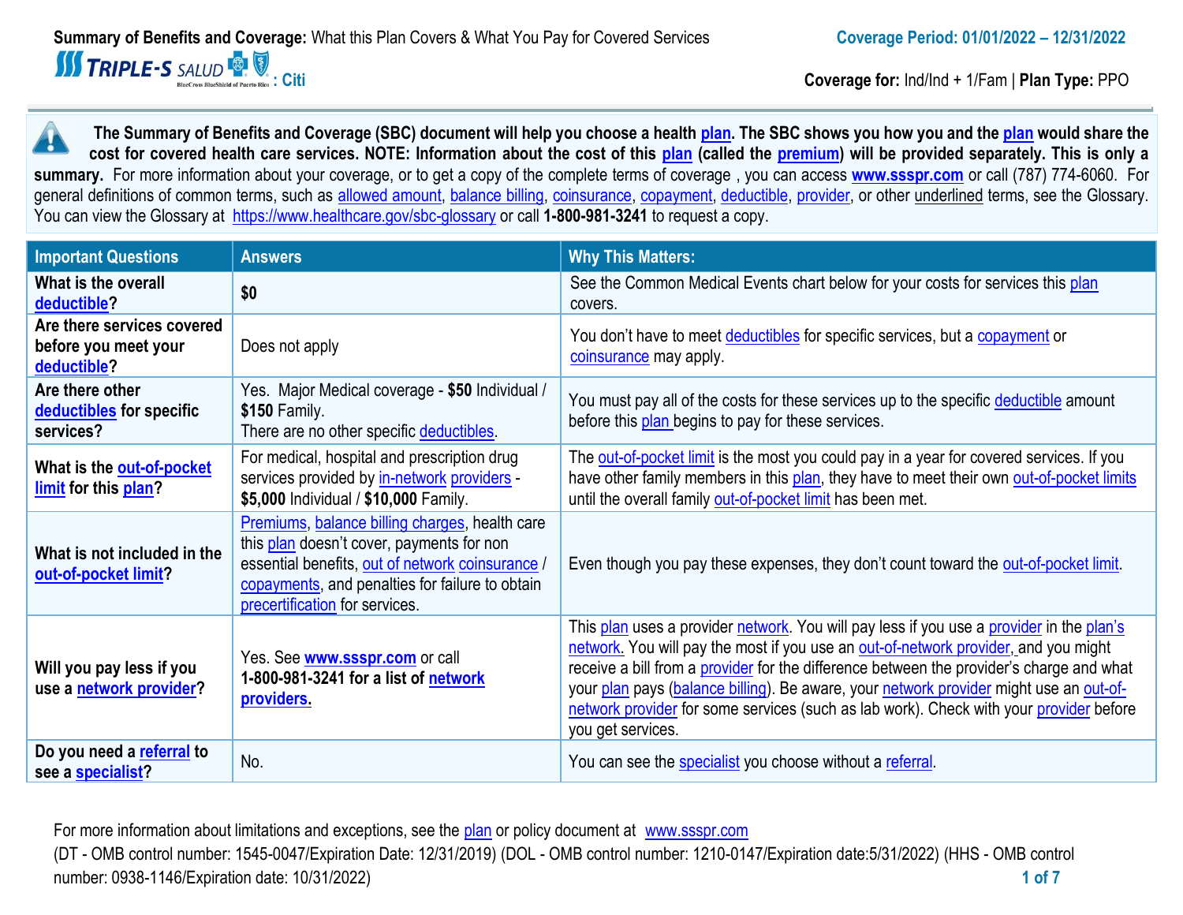**Summary of Benefits and Coverage:** What this Plan Covers & What You Pay for Covered Services

**Coverage Period: 01/01/2022 – 12/31/2022**

TRIPLE-S SALUD : Citi

**Coverage for:** Ind/Ind + 1/Fam | **Plan Type:** PPO

**The Summary of Benefits and Coverage (SBC) document will help you choose a health plan. The SBC shows you how you and the plan would share the cost for covered health care services. NOTE: Information about the cost of this plan (called the premium) will be provided separately. This is only a summary.** For more information about your coverage, or to get a copy of the complete terms of coverage , you can access **www.ssspr.com** or call (787) 774-6060. For general definitions of common terms, such as allowed amount, balance billing, coinsurance, copayment, deductible, provider, or other underlined terms, see the Glossary. You can view the Glossary at https://www.healthcare.gov/sbc-glossary or call **1-800-981-3241** to request a copy.

| Important Questions | Answers | Why This Matters: |
|---|---|---|
| **What is the overall deductible?** | **$0** | See the Common Medical Events chart below for your costs for services this plan covers. |
| **Are there services covered before you meet your deductible?** | Does not apply | You don't have to meet deductibles for specific services, but a copayment or coinsurance may apply. |
| **Are there other deductibles for specific services?** | Yes. Major Medical coverage - **$50** Individual / **$150** Family. There are no other specific deductibles. | You must pay all of the costs for these services up to the specific deductible amount before this plan begins to pay for these services. |
| **What is the out-of-pocket limit for this plan?** | For medical, hospital and prescription drug services provided by in-network providers - **$5,000** Individual / **$10,000** Family. | The out-of-pocket limit is the most you could pay in a year for covered services. If you have other family members in this plan, they have to meet their own out-of-pocket limits until the overall family out-of-pocket limit has been met. |
| **What is not included in the out-of-pocket limit?** | Premiums, balance billing charges, health care this plan doesn't cover, payments for non essential benefits, out of network coinsurance / copayments, and penalties for failure to obtain precertification for services. | Even though you pay these expenses, they don't count toward the out-of-pocket limit. |
| **Will you pay less if you use a network provider?** | Yes. See **www.ssspr.com** or call **1-800-981-3241 for a list of network providers.** | This plan uses a provider network. You will pay less if you use a provider in the plan's network. You will pay the most if you use an out-of-network provider, and you might receive a bill from a provider for the difference between the provider's charge and what your plan pays (balance billing). Be aware, your network provider might use an out-of-network provider for some services (such as lab work). Check with your provider before you get services. |
| **Do you need a referral to see a specialist?** | No. | You can see the specialist you choose without a referral. |

For more information about limitations and exceptions, see the plan or policy document at www.ssspr.com

(DT - OMB control number: 1545-0047/Expiration Date: 12/31/2019) (DOL - OMB control number: 1210-0147/Expiration date:5/31/2022) (HHS - OMB control number: 0938-1146/Expiration date: 10/31/2022)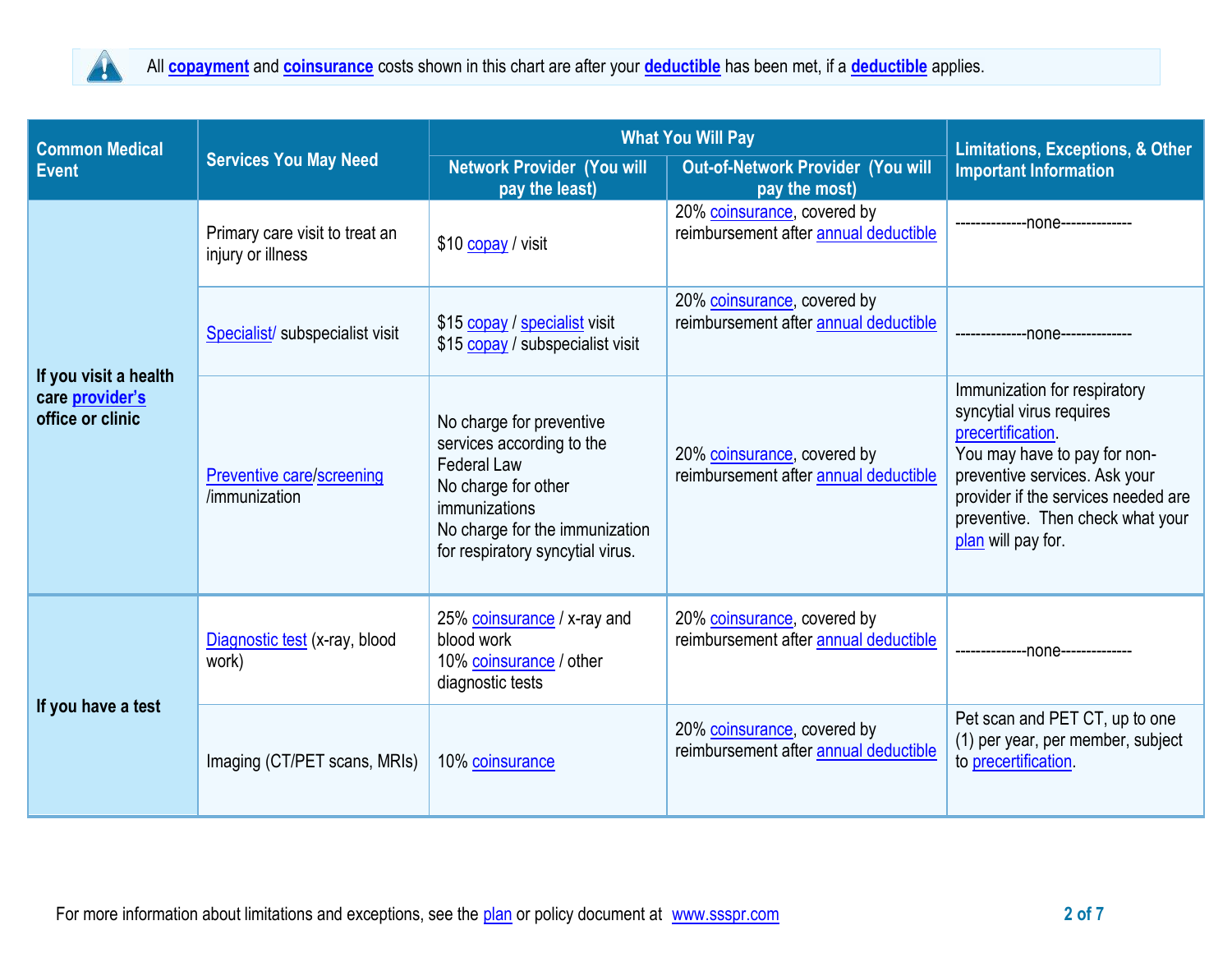All **copayment** and **coinsurance** costs shown in this chart are after your **deductible** has been met, if a **deductible** applies.

| Common Medical Event | Services You May Need | What You Will Pay | | Limitations, Exceptions, & Other Important Information |
|---|---|---|---|---|
| | | Network Provider (You will pay the least) | Out-of-Network Provider (You will pay the most) | |
| **If you visit a health care provider's office or clinic** | Primary care visit to treat an injury or illness | $10 copay / visit | 20% coinsurance, covered by reimbursement after annual deductible | --------------none-------------- |
| | Specialist/ subspecialist visit | $15 copay / specialist visit<br>$15 copay / subspecialist visit | 20% coinsurance, covered by reimbursement after annual deductible | --------------none-------------- |
| | Preventive care/screening /immunization | No charge for preventive services according to the Federal Law<br>No charge for other immunizations<br>No charge for the immunization for respiratory syncytial virus. | 20% coinsurance, covered by reimbursement after annual deductible | Immunization for respiratory syncytial virus requires precertification.<br>You may have to pay for non-preventive services. Ask your provider if the services needed are preventive. Then check what your plan will pay for. |
| **If you have a test** | Diagnostic test (x-ray, blood work) | 25% coinsurance / x-ray and blood work<br>10% coinsurance / other diagnostic tests | 20% coinsurance, covered by reimbursement after annual deductible | --------------none-------------- |
| | Imaging (CT/PET scans, MRIs) | 10% coinsurance | 20% coinsurance, covered by reimbursement after annual deductible | Pet scan and PET CT, up to one (1) per year, per member, subject to precertification. |

For more information about limitations and exceptions, see the plan or policy document at www.ssspr.com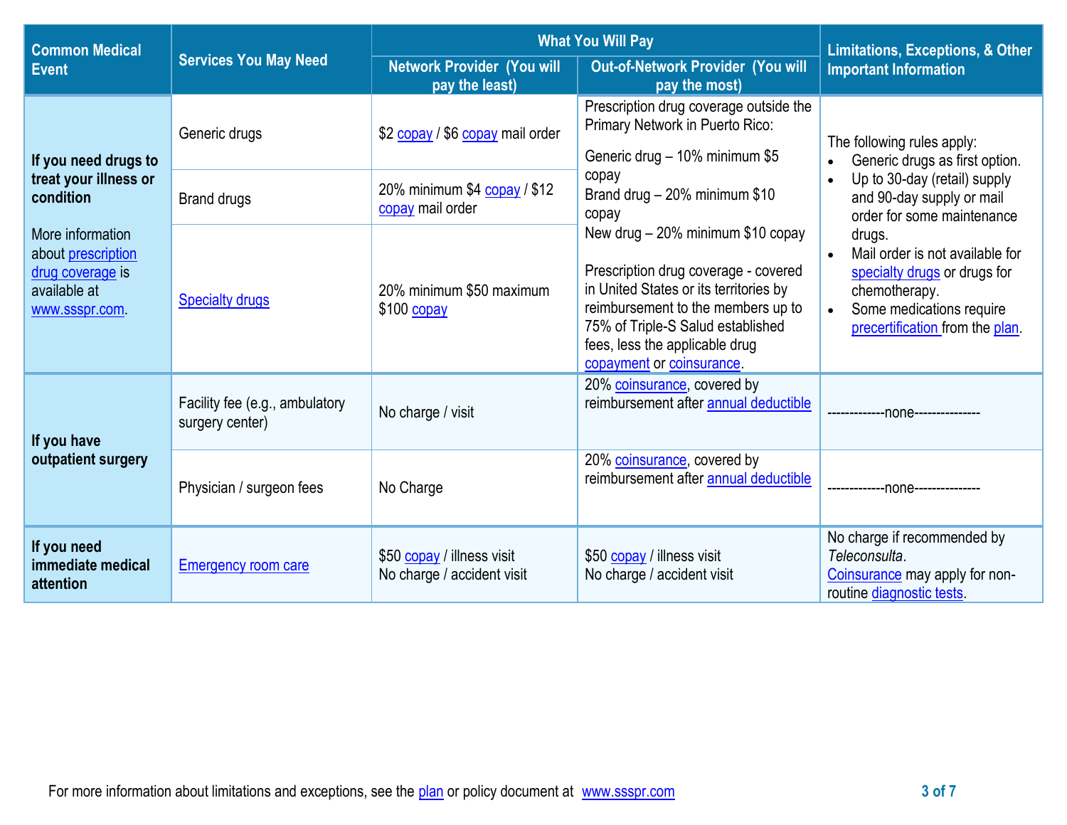| Common Medical Event | Services You May Need | What You Will Pay | | Limitations, Exceptions, & Other Important Information |
|---|---|---|---|---|
| | | Network Provider (You will pay the least) | Out-of-Network Provider (You will pay the most) | |
| **If you need drugs to treat your illness or condition**<br><br>More information about prescription drug coverage is available at www.ssspr.com. | Generic drugs | $2 copay / $6 copay mail order | Prescription drug coverage outside the Primary Network in Puerto Rico:<br>Generic drug – 10% minimum $5 copay<br>Brand drug – 20% minimum $10 copay<br>New drug – 20% minimum $10 copay<br><br>Prescription drug coverage - covered in United States or its territories by reimbursement to the members up to 75% of Triple-S Salud established fees, less the applicable drug copayment or coinsurance. | The following rules apply:<br>• Generic drugs as first option.<br>• Up to 30-day (retail) supply and 90-day supply or mail order for some maintenance drugs.<br>• Mail order is not available for specialty drugs or drugs for chemotherapy.<br>• Some medications require precertification from the plan. |
| | Brand drugs | 20% minimum $4 copay / $12 copay mail order | | |
| | Specialty drugs | 20% minimum $50 maximum $100 copay | | |
| **If you have outpatient surgery** | Facility fee (e.g., ambulatory surgery center) | No charge / visit | 20% coinsurance, covered by reimbursement after annual deductible | -------------none--------------- |
| | Physician / surgeon fees | No Charge | 20% coinsurance, covered by reimbursement after annual deductible | -------------none--------------- |
| **If you need immediate medical attention** | Emergency room care | $50 copay / illness visit<br>No charge / accident visit | $50 copay / illness visit<br>No charge / accident visit | No charge if recommended by *Teleconsulta*.<br>Coinsurance may apply for non-routine diagnostic tests. |

For more information about limitations and exceptions, see the plan or policy document at www.ssspr.com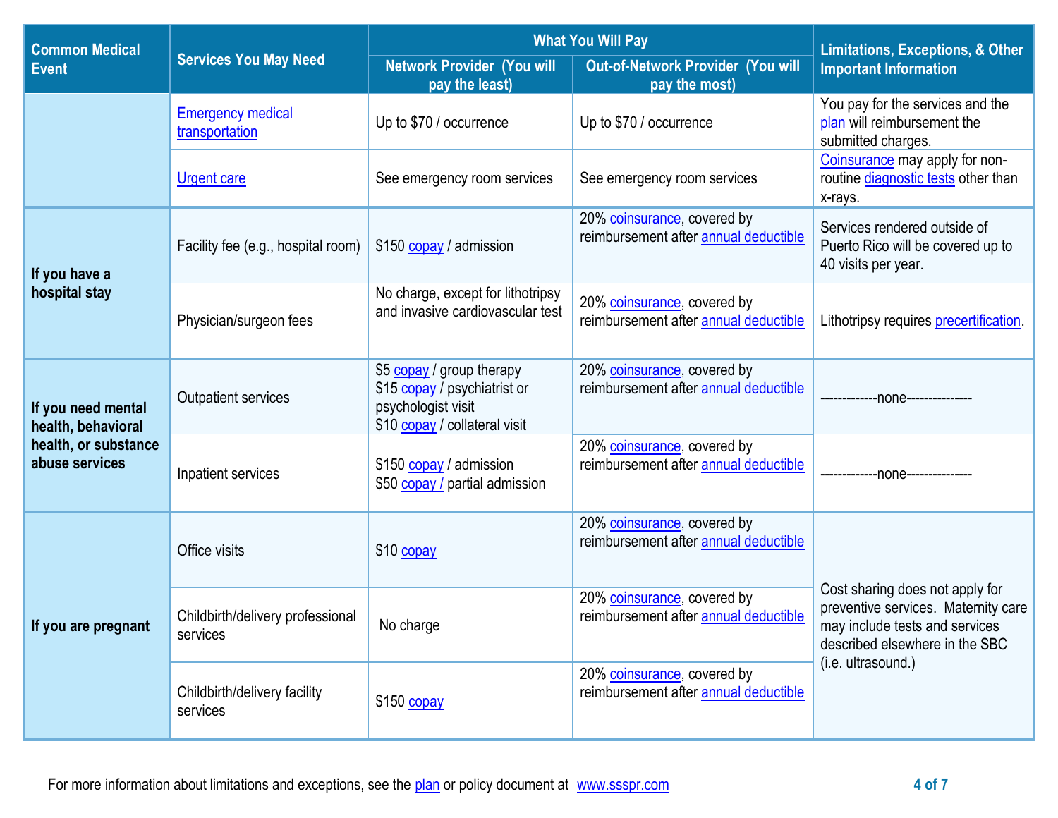| Common Medical Event | Services You May Need | What You Will Pay | | Limitations, Exceptions, & Other Important Information |
|---|---|---|---|---|
| | | Network Provider (You will pay the least) | Out-of-Network Provider (You will pay the most) | |
| | Emergency medical transportation | Up to $70 / occurrence | Up to $70 / occurrence | You pay for the services and the plan will reimbursement the submitted charges. |
| | Urgent care | See emergency room services | See emergency room services | Coinsurance may apply for non-routine diagnostic tests other than x-rays. |
| If you have a hospital stay | Facility fee (e.g., hospital room) | $150 copay / admission | 20% coinsurance, covered by reimbursement after annual deductible | Services rendered outside of Puerto Rico will be covered up to 40 visits per year. |
| | Physician/surgeon fees | No charge, except for lithotripsy and invasive cardiovascular test | 20% coinsurance, covered by reimbursement after annual deductible | Lithotripsy requires precertification. |
| If you need mental health, behavioral health, or substance abuse services | Outpatient services | $5 copay / group therapy<br>$15 copay / psychiatrist or psychologist visit<br>$10 copay / collateral visit | 20% coinsurance, covered by reimbursement after annual deductible | -------------none--------------- |
| | Inpatient services | $150 copay / admission<br>$50 copay / partial admission | 20% coinsurance, covered by reimbursement after annual deductible | -------------none--------------- |
| If you are pregnant | Office visits | $10 copay | 20% coinsurance, covered by reimbursement after annual deductible | Cost sharing does not apply for preventive services. Maternity care may include tests and services described elsewhere in the SBC (i.e. ultrasound.) |
| | Childbirth/delivery professional services | No charge | 20% coinsurance, covered by reimbursement after annual deductible | |
| | Childbirth/delivery facility services | $150 copay | 20% coinsurance, covered by reimbursement after annual deductible | |

For more information about limitations and exceptions, see the plan or policy document at www.ssspr.com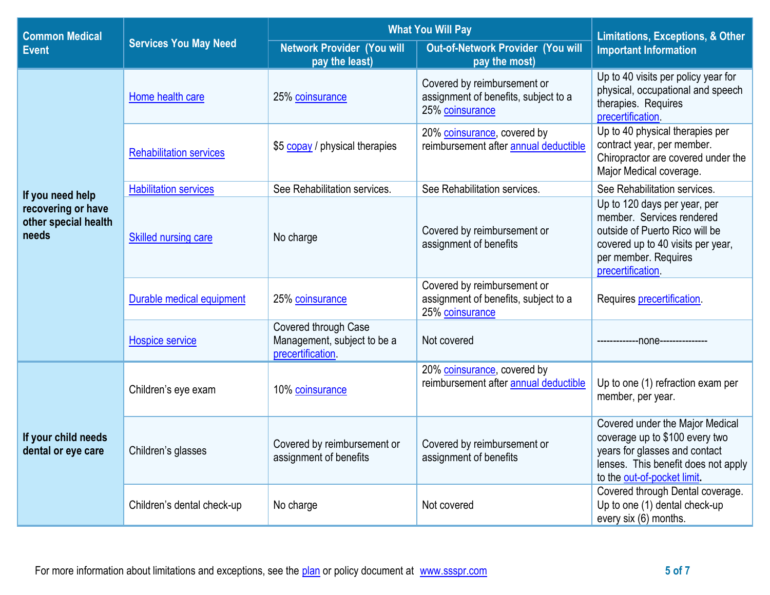| Common Medical Event | Services You May Need | What You Will Pay | | Limitations, Exceptions, & Other Important Information |
|---|---|---|---|---|
| | | Network Provider (You will pay the least) | Out-of-Network Provider (You will pay the most) | |
| If you need help recovering or have other special health needs | Home health care | 25% coinsurance | Covered by reimbursement or assignment of benefits, subject to a 25% coinsurance | Up to 40 visits per policy year for physical, occupational and speech therapies. Requires precertification. |
| | Rehabilitation services | $5 copay / physical therapies | 20% coinsurance, covered by reimbursement after annual deductible | Up to 40 physical therapies per contract year, per member. Chiropractor are covered under the Major Medical coverage. |
| | Habilitation services | See Rehabilitation services. | See Rehabilitation services. | See Rehabilitation services. |
| | Skilled nursing care | No charge | Covered by reimbursement or assignment of benefits | Up to 120 days per year, per member. Services rendered outside of Puerto Rico will be covered up to 40 visits per year, per member. Requires precertification. |
| | Durable medical equipment | 25% coinsurance | Covered by reimbursement or assignment of benefits, subject to a 25% coinsurance | Requires precertification. |
| | Hospice service | Covered through Case Management, subject to be a precertification. | Not covered | -------------none--------------- |
| If your child needs dental or eye care | Children's eye exam | 10% coinsurance | 20% coinsurance, covered by reimbursement after annual deductible | Up to one (1) refraction exam per member, per year. |
| | Children's glasses | Covered by reimbursement or assignment of benefits | Covered by reimbursement or assignment of benefits | Covered under the Major Medical coverage up to $100 every two years for glasses and contact lenses. This benefit does not apply to the out-of-pocket limit. |
| | Children's dental check-up | No charge | Not covered | Covered through Dental coverage. Up to one (1) dental check-up every six (6) months. |

For more information about limitations and exceptions, see the plan or policy document at www.ssspr.com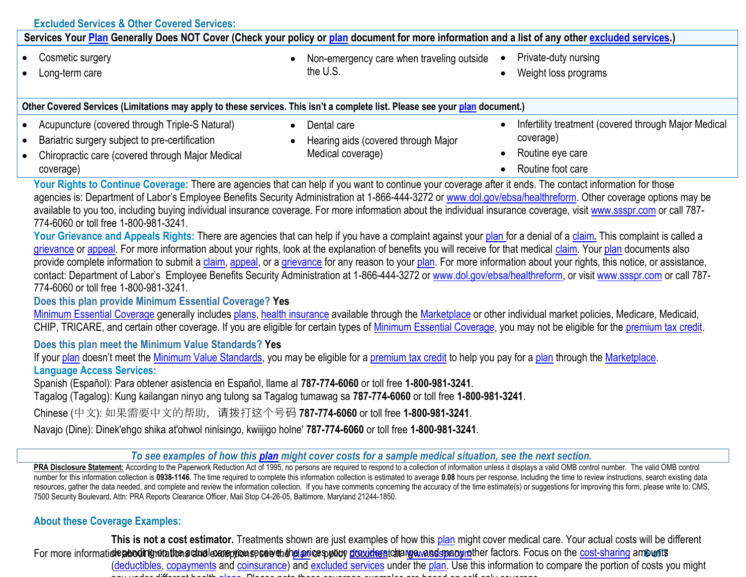### Excluded Services & Other Covered Services:

**Services Your Plan Generally Does NOT Cover (Check your policy or plan document for more information and a list of any other excluded services.)**

- Cosmetic surgery
- Long-term care
- Non-emergency care when traveling outside the U.S.
- Private-duty nursing
- Weight loss programs

**Other Covered Services (Limitations may apply to these services. This isn't a complete list. Please see your plan document.)**

- Acupuncture (covered through Triple-S Natural)
- Bariatric surgery subject to pre-certification
- Chiropractic care (covered through Major Medical coverage)
- Dental care
- Hearing aids (covered through Major Medical coverage)
- Infertility treatment (covered through Major Medical coverage)
- Routine eye care
- Routine foot care

**Your Rights to Continue Coverage:** There are agencies that can help if you want to continue your coverage after it ends. The contact information for those agencies is: Department of Labor's Employee Benefits Security Administration at 1-866-444-3272 or www.dol.gov/ebsa/healthreform. Other coverage options may be available to you too, including buying individual insurance coverage. For more information about the individual insurance coverage, visit www.ssspr.com or call 787-774-6060 or toll free 1-800-981-3241.

**Your Grievance and Appeals Rights:** There are agencies that can help if you have a complaint against your plan for a denial of a claim. This complaint is called a grievance or appeal. For more information about your rights, look at the explanation of benefits you will receive for that medical claim. Your plan documents also provide complete information to submit a claim, appeal, or a grievance for any reason to your plan. For more information about your rights, this notice, or assistance, contact: Department of Labor's Employee Benefits Security Administration at 1-866-444-3272 or www.dol.gov/ebsa/healthreform, or visit www.ssspr.com or call 787-774-6060 or toll free 1-800-981-3241.

**Does this plan provide Minimum Essential Coverage? Yes**

Minimum Essential Coverage generally includes plans, health insurance available through the Marketplace or other individual market policies, Medicare, Medicaid, CHIP, TRICARE, and certain other coverage. If you are eligible for certain types of Minimum Essential Coverage, you may not be eligible for the premium tax credit.

**Does this plan meet the Minimum Value Standards? Yes**

If your plan doesn't meet the Minimum Value Standards, you may be eligible for a premium tax credit to help you pay for a plan through the Marketplace.

**Language Access Services:**

Spanish (Español): Para obtener asistencia en Español, llame al **787-774-6060** or toll free **1-800-981-3241**.

Tagalog (Tagalog): Kung kailangan ninyo ang tulong sa Tagalog tumawag sa **787-774-6060** or toll free **1-800-981-3241**.

Chinese (中文): 如果需要中文的帮助，请拨打这个号码 **787-774-6060** or toll free **1-800-981-3241**.

Navajo (Dine): Dinek'ehgo shika at'ohwol ninisingo, kwiijigo holne' **787-774-6060** or toll free **1-800-981-3241**.

*To see examples of how this plan might cover costs for a sample medical situation, see the next section.*

**PRA Disclosure Statement:** According to the Paperwork Reduction Act of 1995, no persons are required to respond to a collection of information unless it displays a valid OMB control number. The valid OMB control number for this information collection is **0938-1146**. The time required to complete this information collection is estimated to average **0.08** hours per response, including the time to review instructions, search existing data resources, gather the data needed, and complete and review the information collection. If you have comments concerning the accuracy of the time estimate(s) or suggestions for improving this form, please write to: CMS, 7500 Security Boulevard, Attn: PRA Reports Clearance Officer, Mail Stop C4-26-05, Baltimore, Maryland 21244-1850.

### About these Coverage Examples:

**This is not a cost estimator.** Treatments shown are just examples of how this plan might cover medical care. Your actual costs will be different depending on the actual care you receive, the prices your providers charge, and many other factors. Focus on the cost-sharing amounts (deductibles, copayments and coinsurance) and excluded services under the plan. Use this information to compare the portion of costs you might pay under different health plans. Please note these coverage examples are based on self-only coverage.

For more information about limitations and exceptions, see the plan or policy document at www.ssspr.com.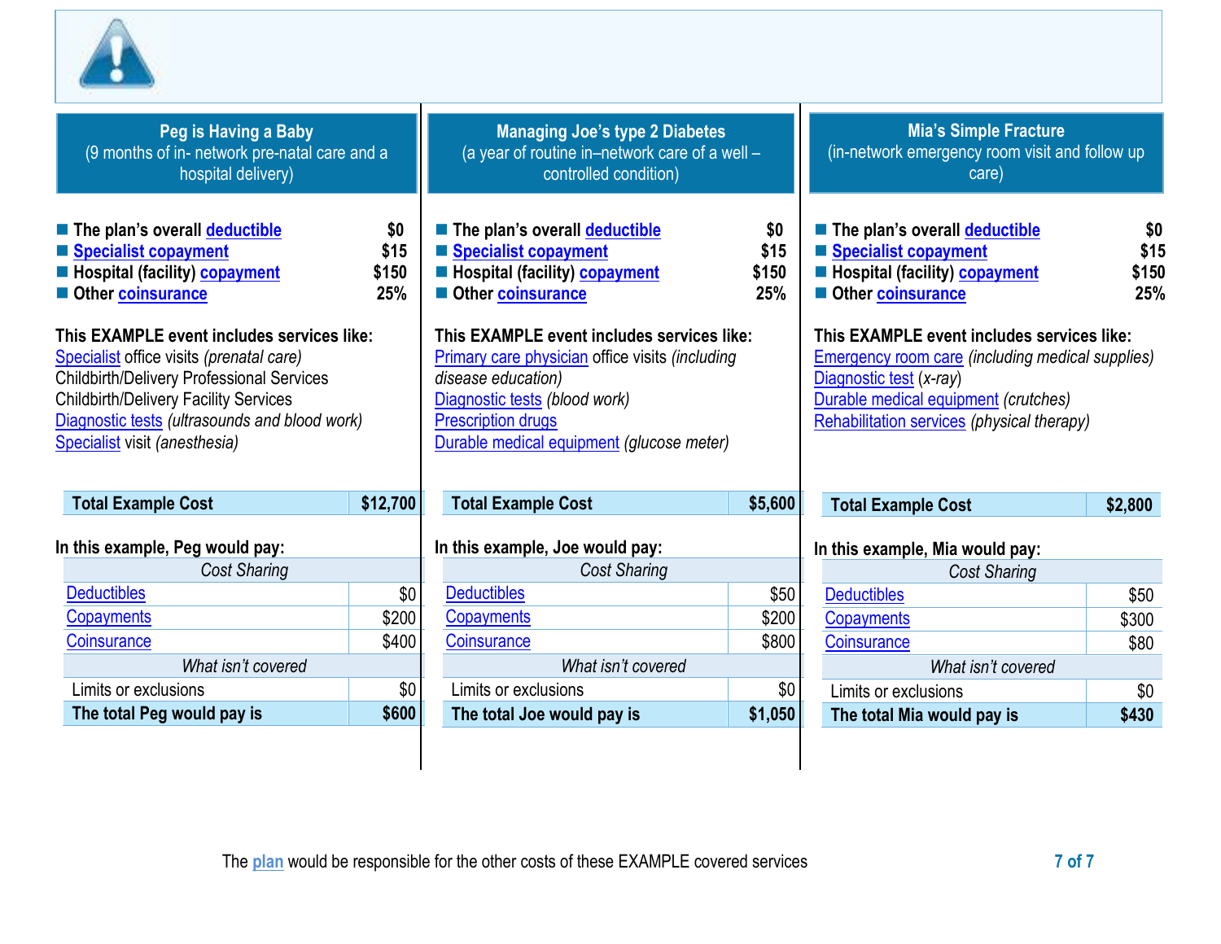## Peg is Having a Baby
(9 months of in- network pre-natal care and a hospital delivery)

- The plan's overall deductible — $0
- Specialist copayment — $15
- Hospital (facility) copayment — $150
- Other coinsurance — 25%

**This EXAMPLE event includes services like:**
Specialist office visits *(prenatal care)*
Childbirth/Delivery Professional Services
Childbirth/Delivery Facility Services
Diagnostic tests *(ultrasounds and blood work)*
Specialist visit *(anesthesia)*

| **Total Example Cost** | **$12,700** |
|---|---|

**In this example, Peg would pay:**

| *Cost Sharing* | |
|---|---|
| Deductibles | $0 |
| Copayments | $200 |
| Coinsurance | $400 |
| *What isn't covered* | |
| Limits or exclusions | $0 |
| **The total Peg would pay is** | **$600** |

## Managing Joe's type 2 Diabetes
(a year of routine in–network care of a well – controlled condition)

- The plan's overall deductible — $0
- Specialist copayment — $15
- Hospital (facility) copayment — $150
- Other coinsurance — 25%

**This EXAMPLE event includes services like:**
Primary care physician office visits *(including disease education)*
Diagnostic tests *(blood work)*
Prescription drugs
Durable medical equipment *(glucose meter)*

| **Total Example Cost** | **$5,600** |
|---|---|

**In this example, Joe would pay:**

| *Cost Sharing* | |
|---|---|
| Deductibles | $50 |
| Copayments | $200 |
| Coinsurance | $800 |
| *What isn't covered* | |
| Limits or exclusions | $0 |
| **The total Joe would pay is** | **$1,050** |

## Mia's Simple Fracture
(in-network emergency room visit and follow up care)

- The plan's overall deductible — $0
- Specialist copayment — $15
- Hospital (facility) copayment — $150
- Other coinsurance — 25%

**This EXAMPLE event includes services like:**
Emergency room care *(including medical supplies)*
Diagnostic test *(x-ray)*
Durable medical equipment *(crutches)*
Rehabilitation services *(physical therapy)*

| **Total Example Cost** | **$2,800** |
|---|---|

**In this example, Mia would pay:**

| *Cost Sharing* | |
|---|---|
| Deductibles | $50 |
| Copayments | $300 |
| Coinsurance | $80 |
| *What isn't covered* | |
| Limits or exclusions | $0 |
| **The total Mia would pay is** | **$430** |

The plan would be responsible for the other costs of these EXAMPLE covered services